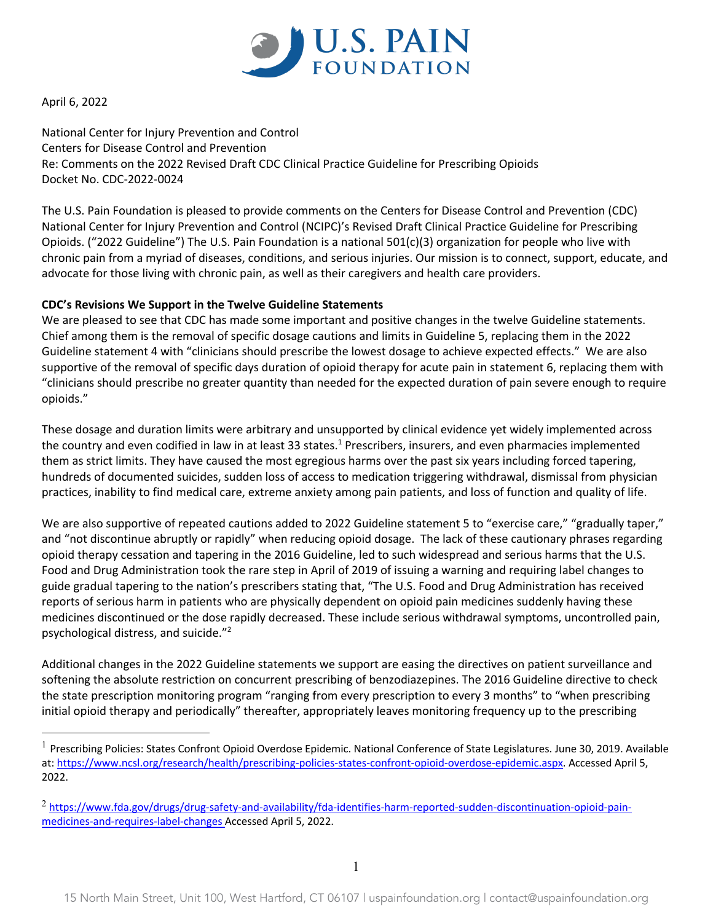April 6, 2022

National Center for Injury Prevention and Control
Centers for Disease Control and Prevention
Re: Comments on the 2022 Revised Draft CDC Clinical Practice Guideline for Prescribing Opioids
Docket No. CDC-2022-0024

The U.S. Pain Foundation is pleased to provide comments on the Centers for Disease Control and Prevention (CDC) National Center for Injury Prevention and Control (NCIPC)'s Revised Draft Clinical Practice Guideline for Prescribing Opioids. ("2022 Guideline") The U.S. Pain Foundation is a national 501(c)(3) organization for people who live with chronic pain from a myriad of diseases, conditions, and serious injuries. Our mission is to connect, support, educate, and advocate for those living with chronic pain, as well as their caregivers and health care providers.

**CDC's Revisions We Support in the Twelve Guideline Statements**

We are pleased to see that CDC has made some important and positive changes in the twelve Guideline statements. Chief among them is the removal of specific dosage cautions and limits in Guideline 5, replacing them in the 2022 Guideline statement 4 with "clinicians should prescribe the lowest dosage to achieve expected effects." We are also supportive of the removal of specific days duration of opioid therapy for acute pain in statement 6, replacing them with "clinicians should prescribe no greater quantity than needed for the expected duration of pain severe enough to require opioids."

These dosage and duration limits were arbitrary and unsupported by clinical evidence yet widely implemented across the country and even codified in law in at least 33 states.[1] Prescribers, insurers, and even pharmacies implemented them as strict limits. They have caused the most egregious harms over the past six years including forced tapering, hundreds of documented suicides, sudden loss of access to medication triggering withdrawal, dismissal from physician practices, inability to find medical care, extreme anxiety among pain patients, and loss of function and quality of life.

We are also supportive of repeated cautions added to 2022 Guideline statement 5 to "exercise care," "gradually taper," and "not discontinue abruptly or rapidly" when reducing opioid dosage. The lack of these cautionary phrases regarding opioid therapy cessation and tapering in the 2016 Guideline, led to such widespread and serious harms that the U.S. Food and Drug Administration took the rare step in April of 2019 of issuing a warning and requiring label changes to guide gradual tapering to the nation's prescribers stating that, "The U.S. Food and Drug Administration has received reports of serious harm in patients who are physically dependent on opioid pain medicines suddenly having these medicines discontinued or the dose rapidly decreased. These include serious withdrawal symptoms, uncontrolled pain, psychological distress, and suicide."[2]

Additional changes in the 2022 Guideline statements we support are easing the directives on patient surveillance and softening the absolute restriction on concurrent prescribing of benzodiazepines. The 2016 Guideline directive to check the state prescription monitoring program "ranging from every prescription to every 3 months" to "when prescribing initial opioid therapy and periodically" thereafter, appropriately leaves monitoring frequency up to the prescribing

---

[1] Prescribing Policies: States Confront Opioid Overdose Epidemic. National Conference of State Legislatures. June 30, 2019. Available at: https://www.ncsl.org/research/health/prescribing-policies-states-confront-opioid-overdose-epidemic.aspx. Accessed April 5, 2022.

[2] https://www.fda.gov/drugs/drug-safety-and-availability/fda-identifies-harm-reported-sudden-discontinuation-opioid-pain-medicines-and-requires-label-changes Accessed April 5, 2022.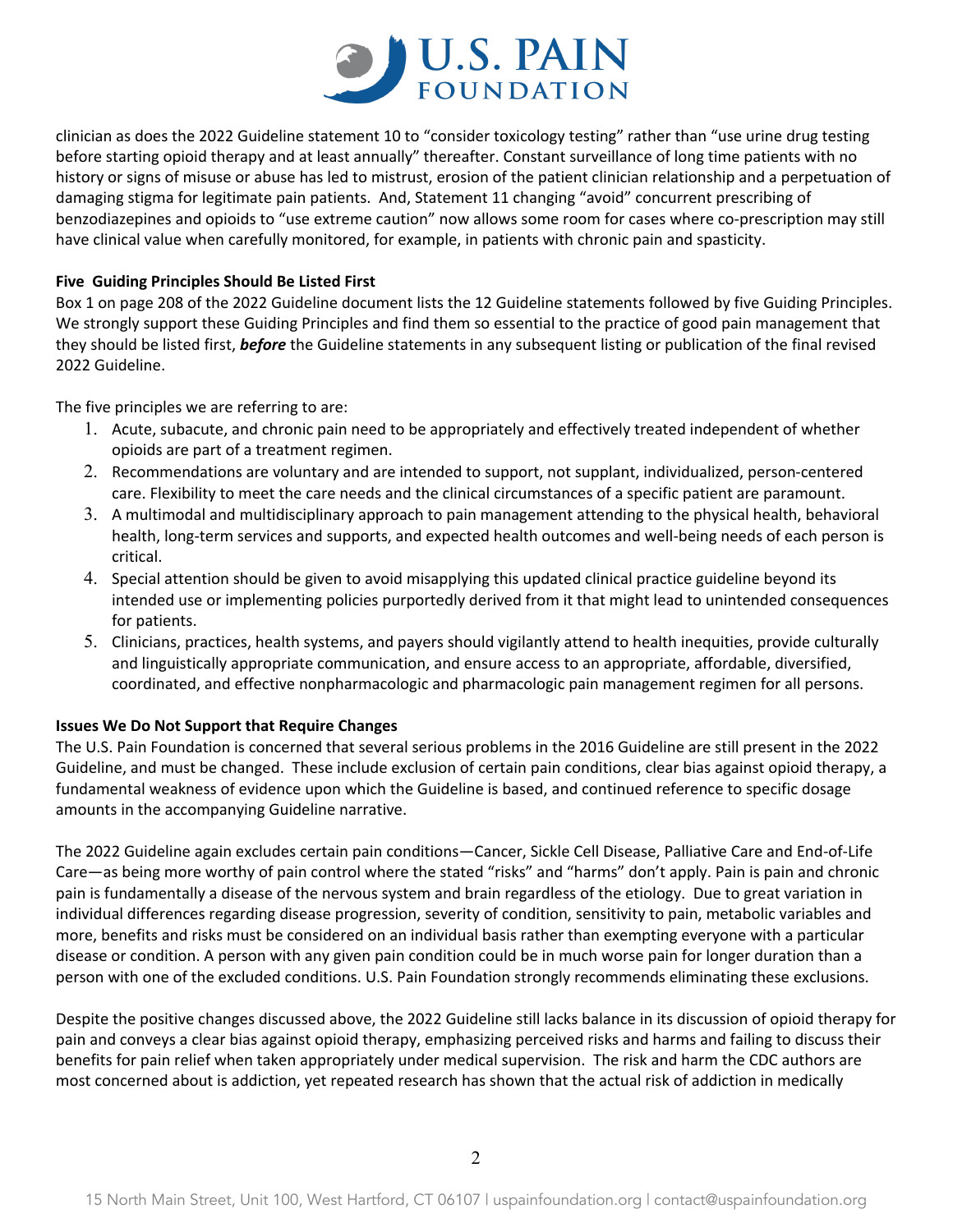clinician as does the 2022 Guideline statement 10 to "consider toxicology testing" rather than "use urine drug testing before starting opioid therapy and at least annually" thereafter. Constant surveillance of long time patients with no history or signs of misuse or abuse has led to mistrust, erosion of the patient clinician relationship and a perpetuation of damaging stigma for legitimate pain patients. And, Statement 11 changing "avoid" concurrent prescribing of benzodiazepines and opioids to "use extreme caution" now allows some room for cases where co-prescription may still have clinical value when carefully monitored, for example, in patients with chronic pain and spasticity.

**Five Guiding Principles Should Be Listed First**

Box 1 on page 208 of the 2022 Guideline document lists the 12 Guideline statements followed by five Guiding Principles. We strongly support these Guiding Principles and find them so essential to the practice of good pain management that they should be listed first, ***before*** the Guideline statements in any subsequent listing or publication of the final revised 2022 Guideline.

The five principles we are referring to are:

1. Acute, subacute, and chronic pain need to be appropriately and effectively treated independent of whether opioids are part of a treatment regimen.
2. Recommendations are voluntary and are intended to support, not supplant, individualized, person-centered care. Flexibility to meet the care needs and the clinical circumstances of a specific patient are paramount.
3. A multimodal and multidisciplinary approach to pain management attending to the physical health, behavioral health, long-term services and supports, and expected health outcomes and well-being needs of each person is critical.
4. Special attention should be given to avoid misapplying this updated clinical practice guideline beyond its intended use or implementing policies purportedly derived from it that might lead to unintended consequences for patients.
5. Clinicians, practices, health systems, and payers should vigilantly attend to health inequities, provide culturally and linguistically appropriate communication, and ensure access to an appropriate, affordable, diversified, coordinated, and effective nonpharmacologic and pharmacologic pain management regimen for all persons.

**Issues We Do Not Support that Require Changes**

The U.S. Pain Foundation is concerned that several serious problems in the 2016 Guideline are still present in the 2022 Guideline, and must be changed. These include exclusion of certain pain conditions, clear bias against opioid therapy, a fundamental weakness of evidence upon which the Guideline is based, and continued reference to specific dosage amounts in the accompanying Guideline narrative.

The 2022 Guideline again excludes certain pain conditions—Cancer, Sickle Cell Disease, Palliative Care and End-of-Life Care—as being more worthy of pain control where the stated "risks" and "harms" don't apply. Pain is pain and chronic pain is fundamentally a disease of the nervous system and brain regardless of the etiology. Due to great variation in individual differences regarding disease progression, severity of condition, sensitivity to pain, metabolic variables and more, benefits and risks must be considered on an individual basis rather than exempting everyone with a particular disease or condition. A person with any given pain condition could be in much worse pain for longer duration than a person with one of the excluded conditions. U.S. Pain Foundation strongly recommends eliminating these exclusions.

Despite the positive changes discussed above, the 2022 Guideline still lacks balance in its discussion of opioid therapy for pain and conveys a clear bias against opioid therapy, emphasizing perceived risks and harms and failing to discuss their benefits for pain relief when taken appropriately under medical supervision. The risk and harm the CDC authors are most concerned about is addiction, yet repeated research has shown that the actual risk of addiction in medically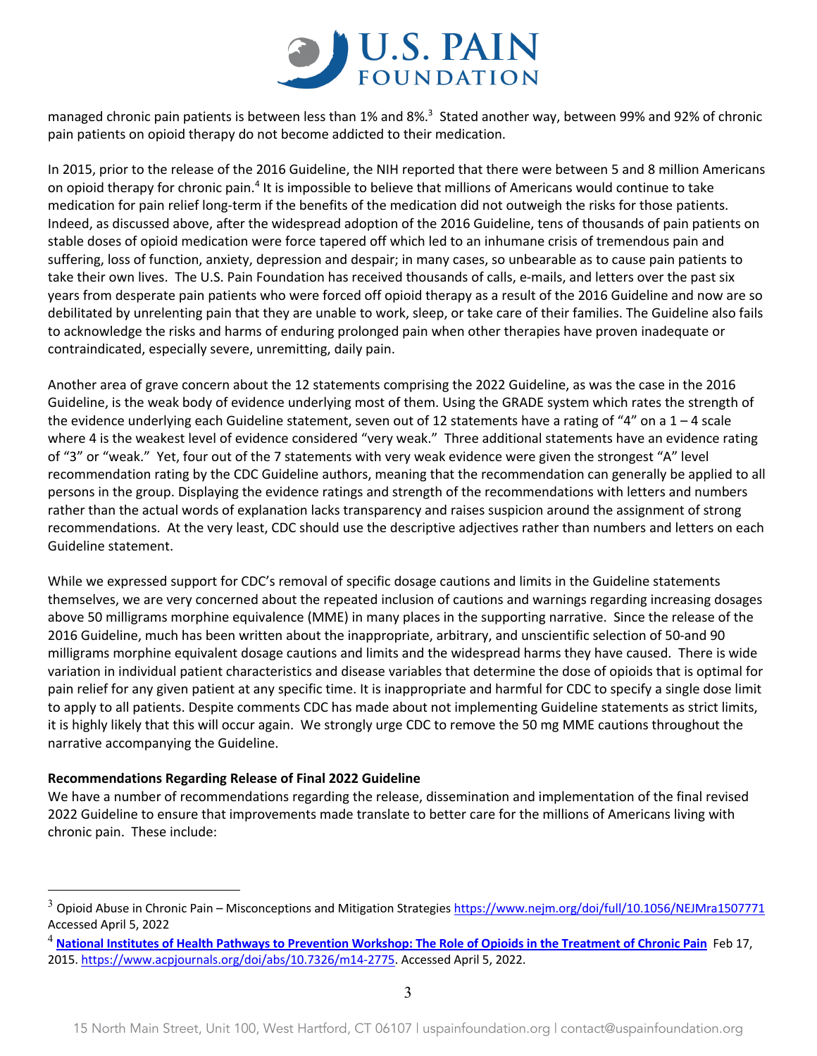managed chronic pain patients is between less than 1% and 8%.[3] Stated another way, between 99% and 92% of chronic pain patients on opioid therapy do not become addicted to their medication.

In 2015, prior to the release of the 2016 Guideline, the NIH reported that there were between 5 and 8 million Americans on opioid therapy for chronic pain.[4] It is impossible to believe that millions of Americans would continue to take medication for pain relief long-term if the benefits of the medication did not outweigh the risks for those patients. Indeed, as discussed above, after the widespread adoption of the 2016 Guideline, tens of thousands of pain patients on stable doses of opioid medication were force tapered off which led to an inhumane crisis of tremendous pain and suffering, loss of function, anxiety, depression and despair; in many cases, so unbearable as to cause pain patients to take their own lives. The U.S. Pain Foundation has received thousands of calls, e-mails, and letters over the past six years from desperate pain patients who were forced off opioid therapy as a result of the 2016 Guideline and now are so debilitated by unrelenting pain that they are unable to work, sleep, or take care of their families. The Guideline also fails to acknowledge the risks and harms of enduring prolonged pain when other therapies have proven inadequate or contraindicated, especially severe, unremitting, daily pain.

Another area of grave concern about the 12 statements comprising the 2022 Guideline, as was the case in the 2016 Guideline, is the weak body of evidence underlying most of them. Using the GRADE system which rates the strength of the evidence underlying each Guideline statement, seven out of 12 statements have a rating of "4" on a 1 – 4 scale where 4 is the weakest level of evidence considered "very weak." Three additional statements have an evidence rating of "3" or "weak." Yet, four out of the 7 statements with very weak evidence were given the strongest "A" level recommendation rating by the CDC Guideline authors, meaning that the recommendation can generally be applied to all persons in the group. Displaying the evidence ratings and strength of the recommendations with letters and numbers rather than the actual words of explanation lacks transparency and raises suspicion around the assignment of strong recommendations. At the very least, CDC should use the descriptive adjectives rather than numbers and letters on each Guideline statement.

While we expressed support for CDC's removal of specific dosage cautions and limits in the Guideline statements themselves, we are very concerned about the repeated inclusion of cautions and warnings regarding increasing dosages above 50 milligrams morphine equivalence (MME) in many places in the supporting narrative. Since the release of the 2016 Guideline, much has been written about the inappropriate, arbitrary, and unscientific selection of 50-and 90 milligrams morphine equivalent dosage cautions and limits and the widespread harms they have caused. There is wide variation in individual patient characteristics and disease variables that determine the dose of opioids that is optimal for pain relief for any given patient at any specific time. It is inappropriate and harmful for CDC to specify a single dose limit to apply to all patients. Despite comments CDC has made about not implementing Guideline statements as strict limits, it is highly likely that this will occur again. We strongly urge CDC to remove the 50 mg MME cautions throughout the narrative accompanying the Guideline.

**Recommendations Regarding Release of Final 2022 Guideline**

We have a number of recommendations regarding the release, dissemination and implementation of the final revised 2022 Guideline to ensure that improvements made translate to better care for the millions of Americans living with chronic pain. These include:

---

[3] Opioid Abuse in Chronic Pain – Misconceptions and Mitigation Strategies https://www.nejm.org/doi/full/10.1056/NEJMra1507771 Accessed April 5, 2022

[4] **National Institutes of Health Pathways to Prevention Workshop: The Role of Opioids in the Treatment of Chronic Pain** Feb 17, 2015. https://www.acpjournals.org/doi/abs/10.7326/m14-2775. Accessed April 5, 2022.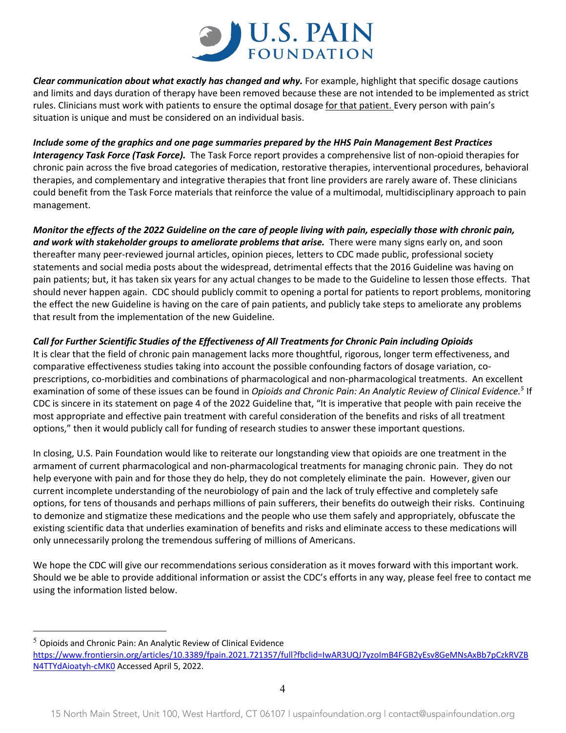***Clear communication about what exactly has changed and why.*** For example, highlight that specific dosage cautions and limits and days duration of therapy have been removed because these are not intended to be implemented as strict rules. Clinicians must work with patients to ensure the optimal dosage <u>for that patient.</u> Every person with pain's situation is unique and must be considered on an individual basis.

***Include some of the graphics and one page summaries prepared by the HHS Pain Management Best Practices Interagency Task Force (Task Force).*** The Task Force report provides a comprehensive list of non-opioid therapies for chronic pain across the five broad categories of medication, restorative therapies, interventional procedures, behavioral therapies, and complementary and integrative therapies that front line providers are rarely aware of. These clinicians could benefit from the Task Force materials that reinforce the value of a multimodal, multidisciplinary approach to pain management.

***Monitor the effects of the 2022 Guideline on the care of people living with pain, especially those with chronic pain, and work with stakeholder groups to ameliorate problems that arise.*** There were many signs early on, and soon thereafter many peer-reviewed journal articles, opinion pieces, letters to CDC made public, professional society statements and social media posts about the widespread, detrimental effects that the 2016 Guideline was having on pain patients; but, it has taken six years for any actual changes to be made to the Guideline to lessen those effects. That should never happen again. CDC should publicly commit to opening a portal for patients to report problems, monitoring the effect the new Guideline is having on the care of pain patients, and publicly take steps to ameliorate any problems that result from the implementation of the new Guideline.

***Call for Further Scientific Studies of the Effectiveness of All Treatments for Chronic Pain including Opioids***
It is clear that the field of chronic pain management lacks more thoughtful, rigorous, longer term effectiveness, and comparative effectiveness studies taking into account the possible confounding factors of dosage variation, co-prescriptions, co-morbidities and combinations of pharmacological and non-pharmacological treatments. An excellent examination of some of these issues can be found in *Opioids and Chronic Pain: An Analytic Review of Clinical Evidence.*[5] If CDC is sincere in its statement on page 4 of the 2022 Guideline that, "It is imperative that people with pain receive the most appropriate and effective pain treatment with careful consideration of the benefits and risks of all treatment options," then it would publicly call for funding of research studies to answer these important questions.

In closing, U.S. Pain Foundation would like to reiterate our longstanding view that opioids are one treatment in the armament of current pharmacological and non-pharmacological treatments for managing chronic pain. They do not help everyone with pain and for those they do help, they do not completely eliminate the pain. However, given our current incomplete understanding of the neurobiology of pain and the lack of truly effective and completely safe options, for tens of thousands and perhaps millions of pain sufferers, their benefits do outweigh their risks. Continuing to demonize and stigmatize these medications and the people who use them safely and appropriately, obfuscate the existing scientific data that underlies examination of benefits and risks and eliminate access to these medications will only unnecessarily prolong the tremendous suffering of millions of Americans.

We hope the CDC will give our recommendations serious consideration as it moves forward with this important work. Should we be able to provide additional information or assist the CDC's efforts in any way, please feel free to contact me using the information listed below.

---

[5] Opioids and Chronic Pain: An Analytic Review of Clinical Evidence
https://www.frontiersin.org/articles/10.3389/fpain.2021.721357/full?fbclid=IwAR3UQJ7yzoImB4FGB2yEsv8GeMNsAxBb7pCzkRVZBN4TTYdAioatyh-cMK0 Accessed April 5, 2022.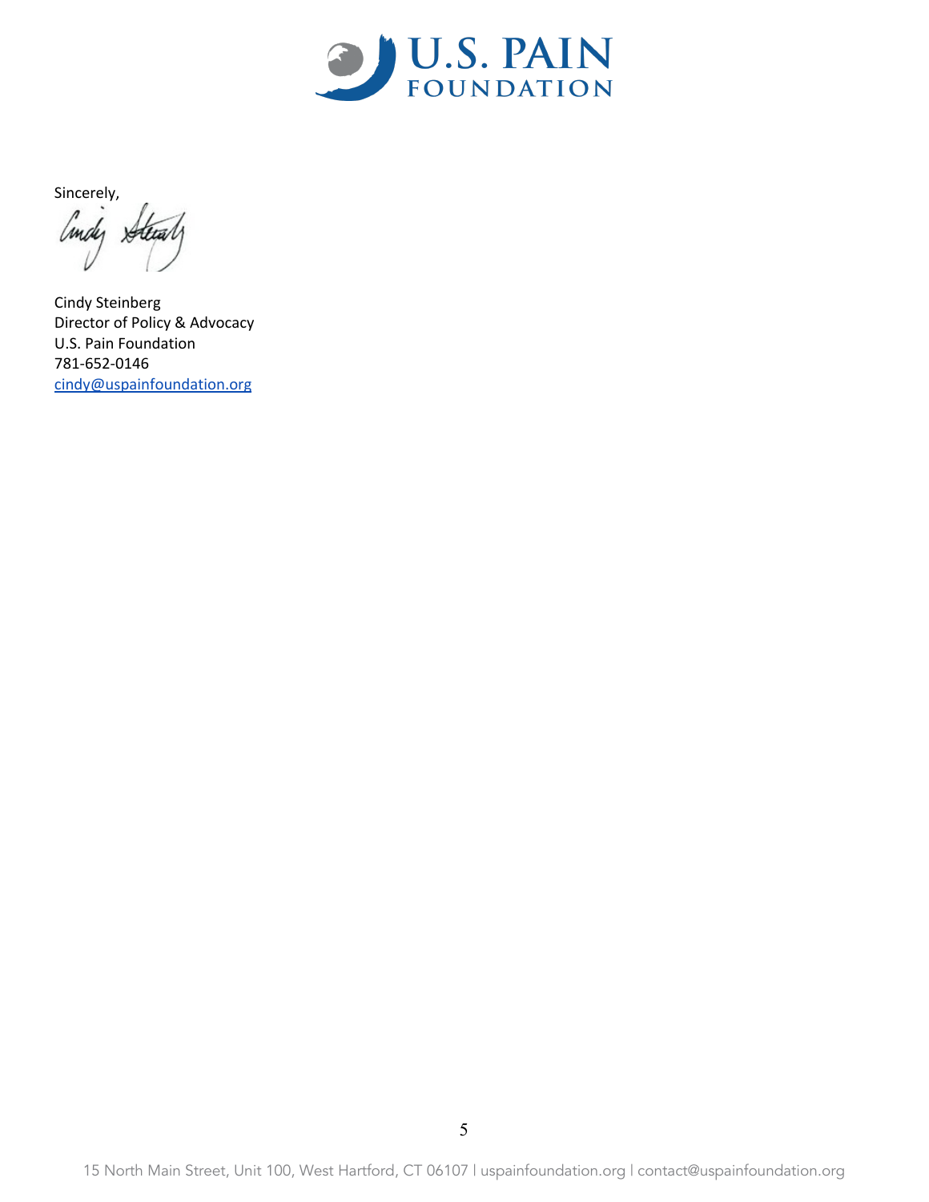Sincerely,

Cindy Steinberg
Director of Policy & Advocacy
U.S. Pain Foundation
781-652-0146
cindy@uspainfoundation.org